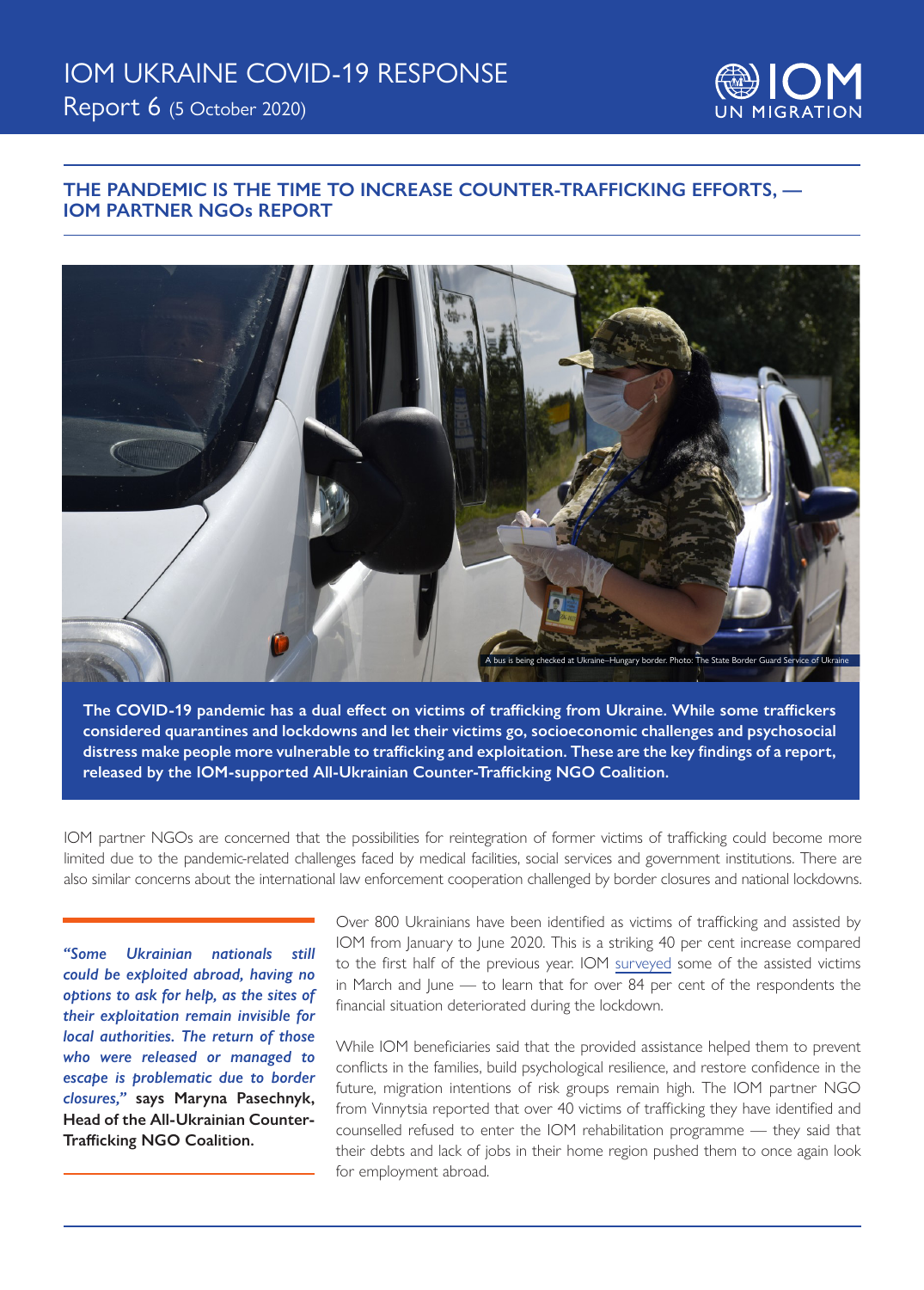# IOM UKRAINE COVID-19 RESPONSE

Report 6 (5 October 2020)

## THE PANDEMIC IS THE TIME TO INCREASE COUNTER-TRAFFICKING EFFORTS, — IOM PARTNER NGOs REPORT

A bus is being checked at Ukraine–Hungary border. Photo: The State Border Guard Service of Ukraine

**The COVID-19 pandemic has a dual effect on victims of trafficking from Ukraine. While some traffickers considered quarantines and lockdowns and let their victims go, socioeconomic challenges and psychosocial distress make people more vulnerable to trafficking and exploitation. These are the key findings of a report, released by the IOM-supported All-Ukrainian Counter-Trafficking NGO Coalition.**

IOM partner NGOs are concerned that the possibilities for reintegration of former victims of trafficking could become more limited due to the pandemic-related challenges faced by medical facilities, social services and government institutions. There are also similar concerns about the international law enforcement cooperation challenged by border closures and national lockdowns.

> *"Some Ukrainian nationals still could be exploited abroad, having no options to ask for help, as the sites of their exploitation remain invisible for local authorities. The return of those who were released or managed to escape is problematic due to border closures,"* says **Maryna Pasechnyk, Head of the All-Ukrainian Counter-Trafficking NGO Coalition.**

Over 800 Ukrainians have been identified as victims of trafficking and assisted by IOM from January to June 2020. This is a striking 40 per cent increase compared to the first half of the previous year. IOM surveyed some of the assisted victims in March and June — to learn that for over 84 per cent of the respondents the financial situation deteriorated during the lockdown.

While IOM beneficiaries said that the provided assistance helped them to prevent conflicts in the families, build psychological resilience, and restore confidence in the future, migration intentions of risk groups remain high. The IOM partner NGO from Vinnytsia reported that over 40 victims of trafficking they have identified and counselled refused to enter the IOM rehabilitation programme — they said that their debts and lack of jobs in their home region pushed them to once again look for employment abroad.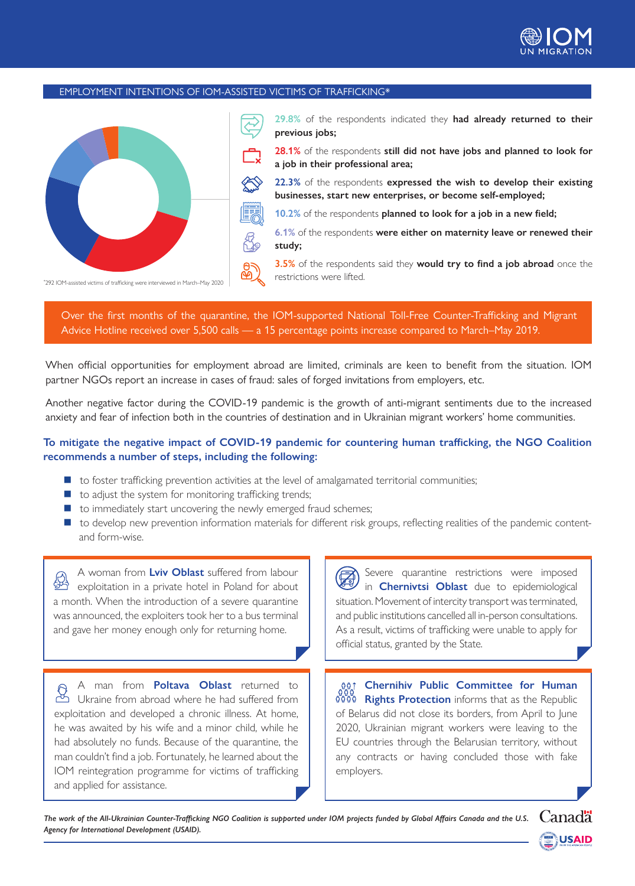## EMPLOYMENT INTENTIONS OF IOM-ASSISTED VICTIMS OF TRAFFICKING*

- **29.8%** of the respondents indicated they **had already returned to their previous jobs;**
- **28.1%** of the respondents **still did not have jobs and planned to look for a job in their professional area;**
- **22.3%** of the respondents **expressed the wish to develop their existing businesses, start new enterprises, or become self-employed;**
- **10.2%** of the respondents **planned to look for a job in a new field;**
- **6.1%** of the respondents **were either on maternity leave or renewed their study;**
- **3.5%** of the respondents said they **would try to find a job abroad** once the restrictions were lifted.

*292 IOM-assisted victims of trafficking were interviewed in March–May 2020

Over the first months of the quarantine, the IOM-supported National Toll-Free Counter-Trafficking and Migrant Advice Hotline received over 5,500 calls — a 15 percentage points increase compared to March–May 2019.

When official opportunities for employment abroad are limited, criminals are keen to benefit from the situation. IOM partner NGOs report an increase in cases of fraud: sales of forged invitations from employers, etc.

Another negative factor during the COVID-19 pandemic is the growth of anti-migrant sentiments due to the increased anxiety and fear of infection both in the countries of destination and in Ukrainian migrant workers' home communities.

**To mitigate the negative impact of COVID-19 pandemic for countering human trafficking, the NGO Coalition recommends a number of steps, including the following:**

- to foster trafficking prevention activities at the level of amalgamated territorial communities;
- to adjust the system for monitoring trafficking trends;
- to immediately start uncovering the newly emerged fraud schemes;
- to develop new prevention information materials for different risk groups, reflecting realities of the pandemic content-and form-wise.

A woman from **Lviv Oblast** suffered from labour exploitation in a private hotel in Poland for about a month. When the introduction of a severe quarantine was announced, the exploiters took her to a bus terminal and gave her money enough only for returning home.

Severe quarantine restrictions were imposed in **Chernivtsi Oblast** due to epidemiological situation. Movement of intercity transport was terminated, and public institutions cancelled all in-person consultations. As a result, victims of trafficking were unable to apply for official status, granted by the State.

A man from **Poltava Oblast** returned to Ukraine from abroad where he had suffered from exploitation and developed a chronic illness. At home, he was awaited by his wife and a minor child, while he had absolutely no funds. Because of the quarantine, the man couldn't find a job. Fortunately, he learned about the IOM reintegration programme for victims of trafficking and applied for assistance.

**Chernihiv Public Committee for Human Rights Protection** informs that as the Republic of Belarus did not close its borders, from April to June 2020, Ukrainian migrant workers were leaving to the EU countries through the Belarusian territory, without any contracts or having concluded those with fake employers.

*The work of the All-Ukrainian Counter-Trafficking NGO Coalition is supported under IOM projects funded by Global Affairs Canada and the U.S. Agency for International Development (USAID).*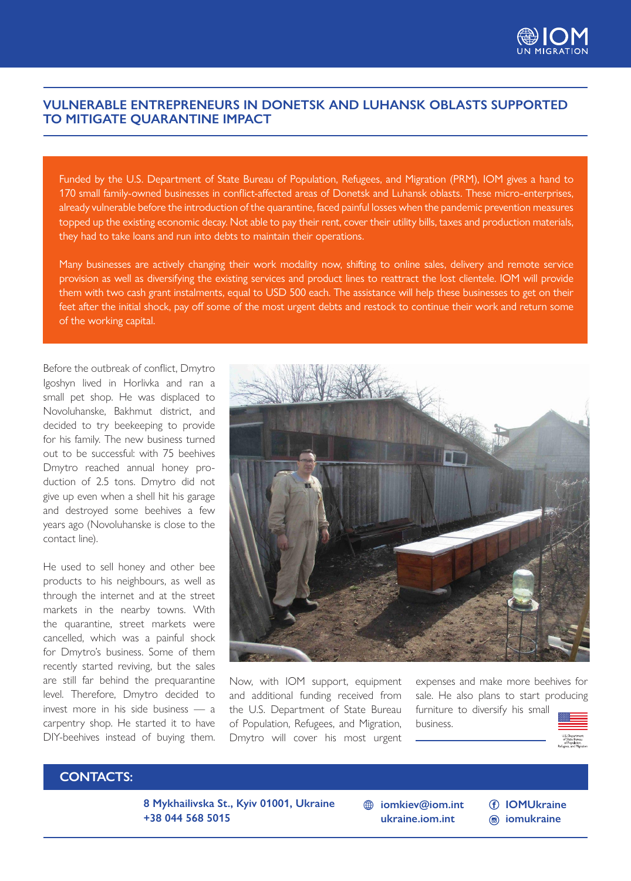## VULNERABLE ENTREPRENEURS IN DONETSK AND LUHANSK OBLASTS SUPPORTED TO MITIGATE QUARANTINE IMPACT

Funded by the U.S. Department of State Bureau of Population, Refugees, and Migration (PRM), IOM gives a hand to 170 small family-owned businesses in conflict-affected areas of Donetsk and Luhansk oblasts. These micro-enterprises, already vulnerable before the introduction of the quarantine, faced painful losses when the pandemic prevention measures topped up the existing economic decay. Not able to pay their rent, cover their utility bills, taxes and production materials, they had to take loans and run into debts to maintain their operations.

Many businesses are actively changing their work modality now, shifting to online sales, delivery and remote service provision as well as diversifying the existing services and product lines to reattract the lost clientele. IOM will provide them with two cash grant instalments, equal to USD 500 each. The assistance will help these businesses to get on their feet after the initial shock, pay off some of the most urgent debts and restock to continue their work and return some of the working capital.

Before the outbreak of conflict, Dmytro Igoshyn lived in Horlivka and ran a small pet shop. He was displaced to Novoluhanske, Bakhmut district, and decided to try beekeeping to provide for his family. The new business turned out to be successful: with 75 beehives Dmytro reached annual honey production of 2.5 tons. Dmytro did not give up even when a shell hit his garage and destroyed some beehives a few years ago (Novoluhanske is close to the contact line).

He used to sell honey and other bee products to his neighbours, as well as through the internet and at the street markets in the nearby towns. With the quarantine, street markets were cancelled, which was a painful shock for Dmytro's business. Some of them recently started reviving, but the sales are still far behind the prequarantine level. Therefore, Dmytro decided to invest more in his side business — a carpentry shop. He started it to have DIY-beehives instead of buying them.

Now, with IOM support, equipment and additional funding received from the U.S. Department of State Bureau of Population, Refugees, and Migration, Dmytro will cover his most urgent expenses and make more beehives for sale. He also plans to start producing furniture to diversify his small business.

## CONTACTS:

8 Mykhailivska St., Kyiv 01001, Ukraine
+38 044 568 5015

iomkiev@iom.int
ukraine.iom.int

IOMUkraine
iomukraine